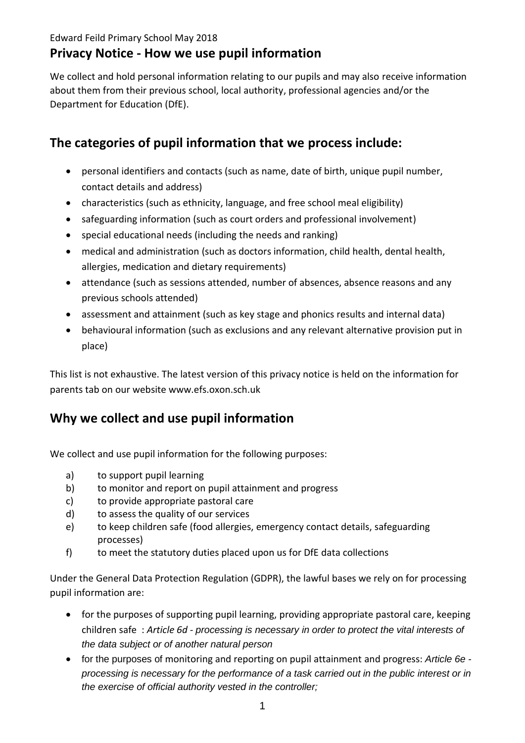Edward Feild Primary School May 2018

# Privacy Notice - How we use pupil information

We collect and hold personal information relating to our pupils and may also receive information about them from their previous school, local authority, professional agencies and/or the Department for Education (DfE).

## The categories of pupil information that we process include:

- personal identifiers and contacts (such as name, date of birth, unique pupil number, contact details and address)
- characteristics (such as ethnicity, language, and free school meal eligibility)
- safeguarding information (such as court orders and professional involvement)
- special educational needs (including the needs and ranking)
- medical and administration (such as doctors information, child health, dental health, allergies, medication and dietary requirements)
- attendance (such as sessions attended, number of absences, absence reasons and any previous schools attended)
- assessment and attainment (such as key stage and phonics results and internal data)
- behavioural information (such as exclusions and any relevant alternative provision put in place)

This list is not exhaustive. The latest version of this privacy notice is held on the information for parents tab on our website www.efs.oxon.sch.uk

## Why we collect and use pupil information

We collect and use pupil information for the following purposes:

a) to support pupil learning
b) to monitor and report on pupil attainment and progress
c) to provide appropriate pastoral care
d) to assess the quality of our services
e) to keep children safe (food allergies, emergency contact details, safeguarding processes)
f) to meet the statutory duties placed upon us for DfE data collections

Under the General Data Protection Regulation (GDPR), the lawful bases we rely on for processing pupil information are:

- for the purposes of supporting pupil learning, providing appropriate pastoral care, keeping children safe : *Article 6d - processing is necessary in order to protect the vital interests of the data subject or of another natural person*
- for the purposes of monitoring and reporting on pupil attainment and progress: *Article 6e - processing is necessary for the performance of a task carried out in the public interest or in the exercise of official authority vested in the controller;*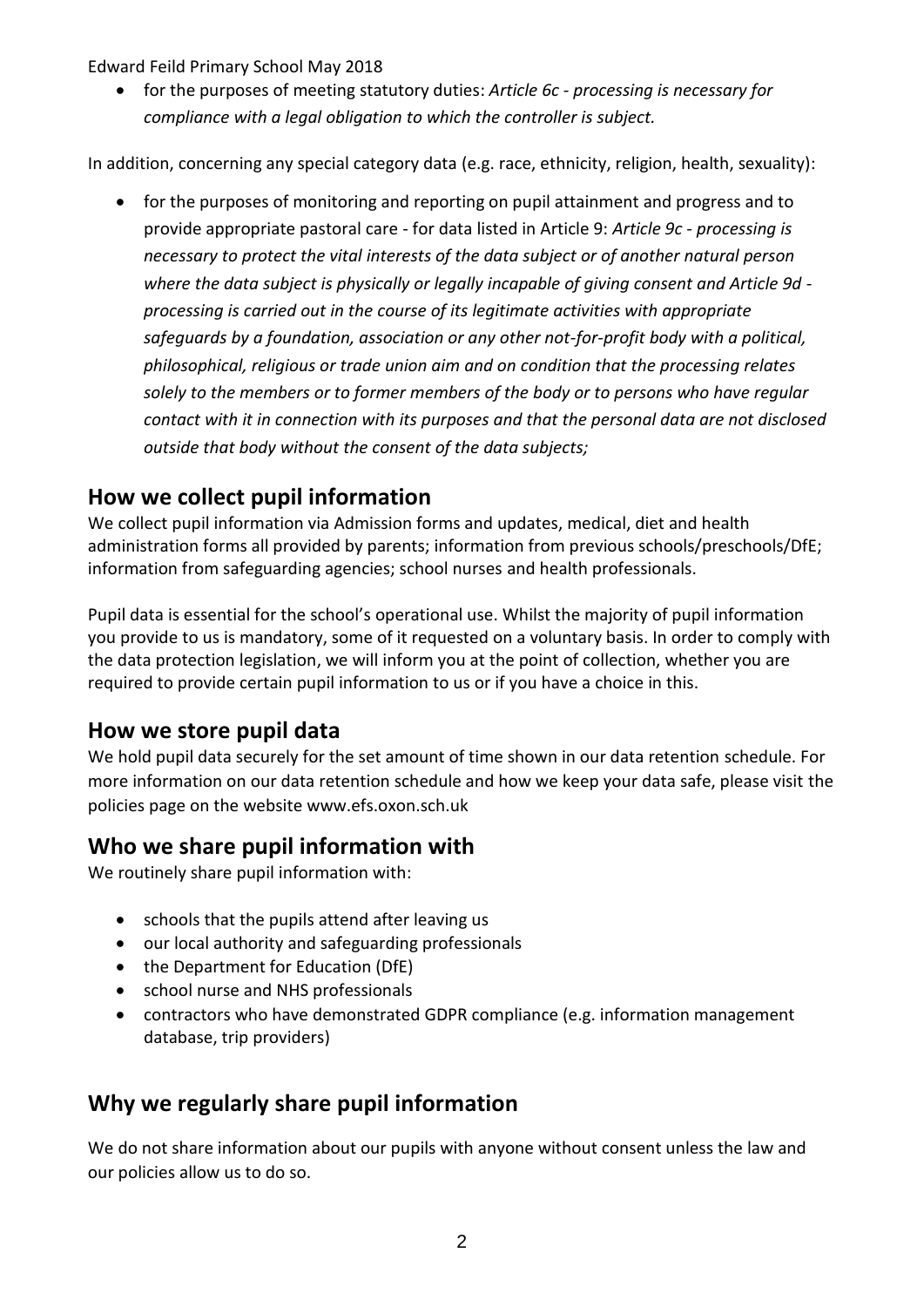- for the purposes of meeting statutory duties: *Article 6c - processing is necessary for compliance with a legal obligation to which the controller is subject.*

In addition, concerning any special category data (e.g. race, ethnicity, religion, health, sexuality):

- for the purposes of monitoring and reporting on pupil attainment and progress and to provide appropriate pastoral care - for data listed in Article 9: *Article 9c - processing is necessary to protect the vital interests of the data subject or of another natural person where the data subject is physically or legally incapable of giving consent and Article 9d - processing is carried out in the course of its legitimate activities with appropriate safeguards by a foundation, association or any other not-for-profit body with a political, philosophical, religious or trade union aim and on condition that the processing relates solely to the members or to former members of the body or to persons who have regular contact with it in connection with its purposes and that the personal data are not disclosed outside that body without the consent of the data subjects;*

## How we collect pupil information

We collect pupil information via Admission forms and updates, medical, diet and health administration forms all provided by parents; information from previous schools/preschools/DfE; information from safeguarding agencies; school nurses and health professionals.

Pupil data is essential for the school's operational use. Whilst the majority of pupil information you provide to us is mandatory, some of it requested on a voluntary basis. In order to comply with the data protection legislation, we will inform you at the point of collection, whether you are required to provide certain pupil information to us or if you have a choice in this.

## How we store pupil data

We hold pupil data securely for the set amount of time shown in our data retention schedule. For more information on our data retention schedule and how we keep your data safe, please visit the policies page on the website www.efs.oxon.sch.uk

## Who we share pupil information with

We routinely share pupil information with:

- schools that the pupils attend after leaving us
- our local authority and safeguarding professionals
- the Department for Education (DfE)
- school nurse and NHS professionals
- contractors who have demonstrated GDPR compliance (e.g. information management database, trip providers)

## Why we regularly share pupil information

We do not share information about our pupils with anyone without consent unless the law and our policies allow us to do so.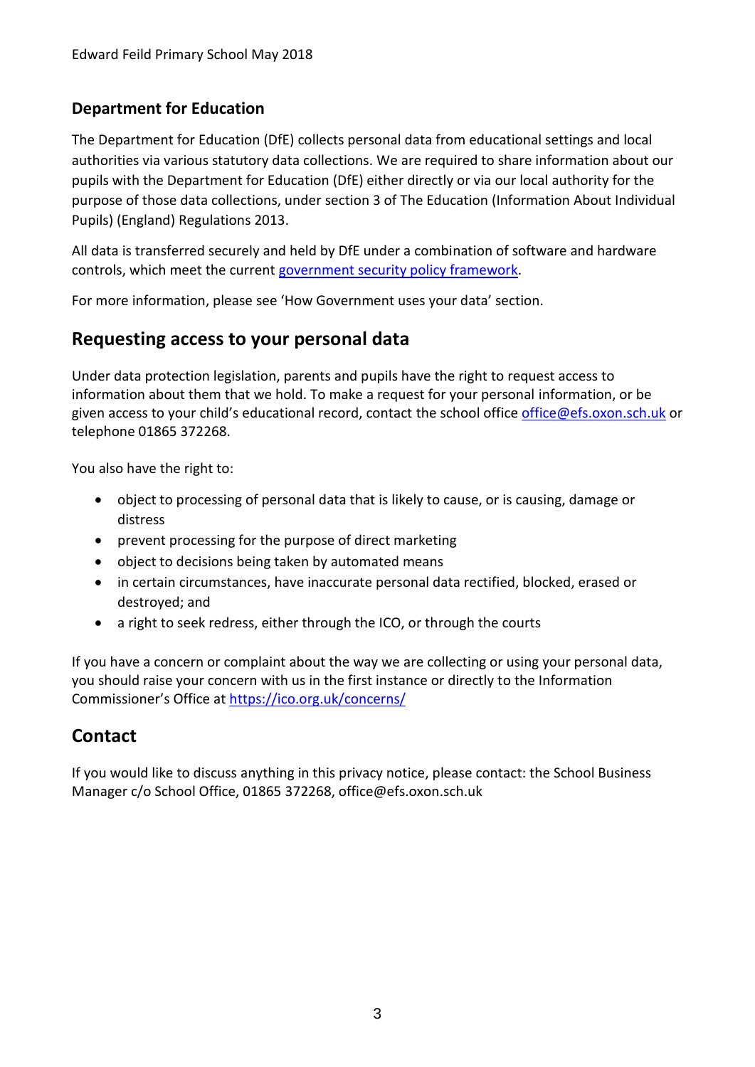### Department for Education

The Department for Education (DfE) collects personal data from educational settings and local authorities via various statutory data collections. We are required to share information about our pupils with the Department for Education (DfE) either directly or via our local authority for the purpose of those data collections, under section 3 of The Education (Information About Individual Pupils) (England) Regulations 2013.

All data is transferred securely and held by DfE under a combination of software and hardware controls, which meet the current government security policy framework.

For more information, please see 'How Government uses your data' section.

## Requesting access to your personal data

Under data protection legislation, parents and pupils have the right to request access to information about them that we hold. To make a request for your personal information, or be given access to your child's educational record, contact the school office office@efs.oxon.sch.uk or telephone 01865 372268.

You also have the right to:

- object to processing of personal data that is likely to cause, or is causing, damage or distress
- prevent processing for the purpose of direct marketing
- object to decisions being taken by automated means
- in certain circumstances, have inaccurate personal data rectified, blocked, erased or destroyed; and
- a right to seek redress, either through the ICO, or through the courts

If you have a concern or complaint about the way we are collecting or using your personal data, you should raise your concern with us in the first instance or directly to the Information Commissioner's Office at https://ico.org.uk/concerns/

## Contact

If you would like to discuss anything in this privacy notice, please contact: the School Business Manager c/o School Office, 01865 372268, office@efs.oxon.sch.uk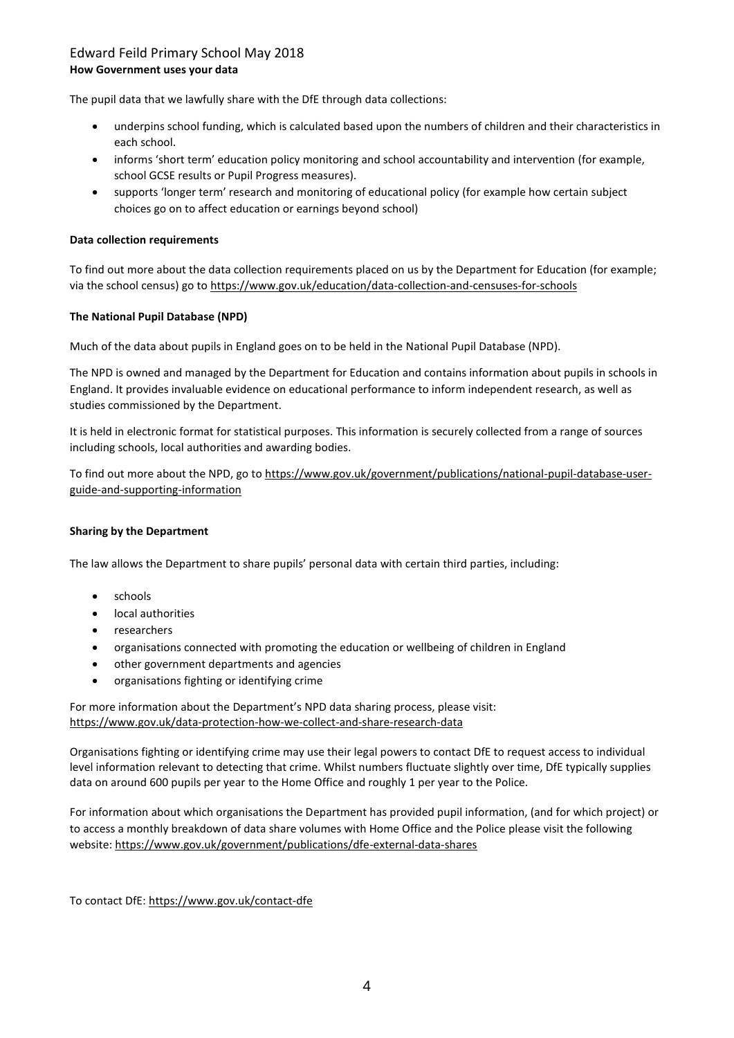**How Government uses your data**

The pupil data that we lawfully share with the DfE through data collections:

- underpins school funding, which is calculated based upon the numbers of children and their characteristics in each school.
- informs 'short term' education policy monitoring and school accountability and intervention (for example, school GCSE results or Pupil Progress measures).
- supports 'longer term' research and monitoring of educational policy (for example how certain subject choices go on to affect education or earnings beyond school)

**Data collection requirements**

To find out more about the data collection requirements placed on us by the Department for Education (for example; via the school census) go to https://www.gov.uk/education/data-collection-and-censuses-for-schools

**The National Pupil Database (NPD)**

Much of the data about pupils in England goes on to be held in the National Pupil Database (NPD).

The NPD is owned and managed by the Department for Education and contains information about pupils in schools in England. It provides invaluable evidence on educational performance to inform independent research, as well as studies commissioned by the Department.

It is held in electronic format for statistical purposes. This information is securely collected from a range of sources including schools, local authorities and awarding bodies.

To find out more about the NPD, go to https://www.gov.uk/government/publications/national-pupil-database-user-guide-and-supporting-information

**Sharing by the Department**

The law allows the Department to share pupils' personal data with certain third parties, including:

- schools
- local authorities
- researchers
- organisations connected with promoting the education or wellbeing of children in England
- other government departments and agencies
- organisations fighting or identifying crime

For more information about the Department's NPD data sharing process, please visit:
https://www.gov.uk/data-protection-how-we-collect-and-share-research-data

Organisations fighting or identifying crime may use their legal powers to contact DfE to request access to individual level information relevant to detecting that crime. Whilst numbers fluctuate slightly over time, DfE typically supplies data on around 600 pupils per year to the Home Office and roughly 1 per year to the Police.

For information about which organisations the Department has provided pupil information, (and for which project) or to access a monthly breakdown of data share volumes with Home Office and the Police please visit the following website: https://www.gov.uk/government/publications/dfe-external-data-shares

To contact DfE: https://www.gov.uk/contact-dfe